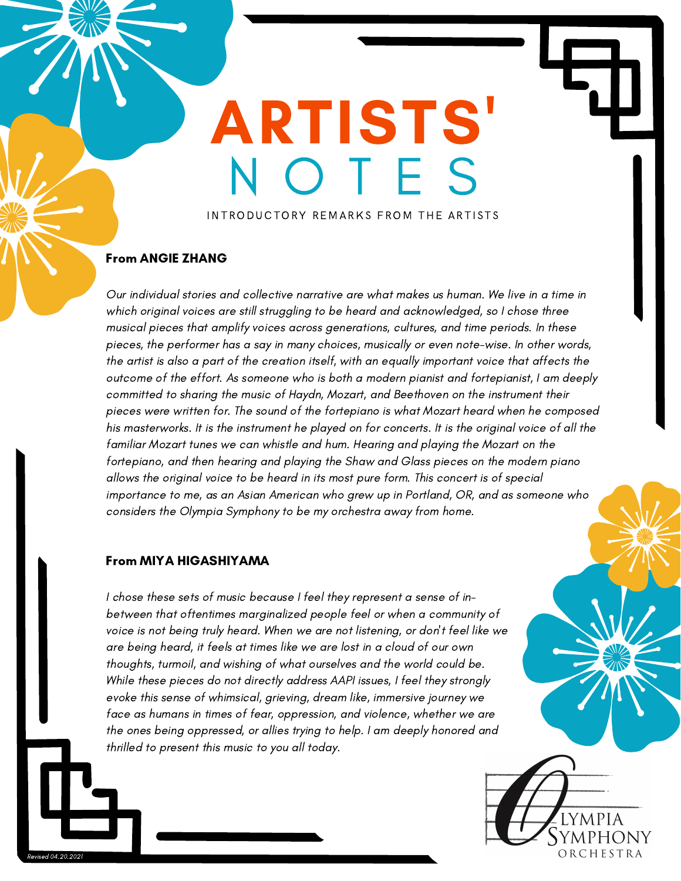# ARTISTS' NOTES

INTRODUCTORY REMARKS FROM THE ARTISTS

### From ANGIE ZHANG

*Our individual stories and collective narrative are what makes us human. We live in a time in which original voices are still struggling to be heard and acknowledged, so I chose three musical pieces that amplify voices across generations, cultures, and time periods. In these pieces, the performer has a say in many choices, musically or even note-wise. In other words, the artist is also a part of the creation itself, with an equally important voice that affects the outcome of the effort. As someone who is both a modern pianist and fortepianist, I am deeply committed to sharing the music of Haydn, Mozart, and Beethoven on the instrument their pieces were written for. The sound of the fortepiano is what Mozart heard when he composed his masterworks. It is the instrument he played on for concerts. It is the original voice of all the familiar Mozart tunes we can whistle and hum. Hearing and playing the Mozart on the fortepiano, and then hearing and playing the Shaw and Glass pieces on the modern piano allows the original voice to be heard in its most pure form. This concert is of special importance to me, as an Asian American who grew up in Portland, OR, and as someone who considers the Olympia Symphony to be my orchestra away from home.*

### From MIYA HIGASHIYAMA

*I chose these sets of music because I feel they represent a sense of in-between that oftentimes marginalized people feel or when a community of voice is not being truly heard. When we are not listening, or don't feel like we are being heard, it feels at times like we are lost in a cloud of our own thoughts, turmoil, and wishing of what ourselves and the world could be. While these pieces do not directly address AAPI issues, I feel they strongly evoke this sense of whimsical, grieving, dream like, immersive journey we face as humans in times of fear, oppression, and violence, whether we are the ones being oppressed, or allies trying to help. I am deeply honored and thrilled to present this music to you all today.*

OLYMPIA SYMPHONY ORCHESTRA

Revised 04.20.2021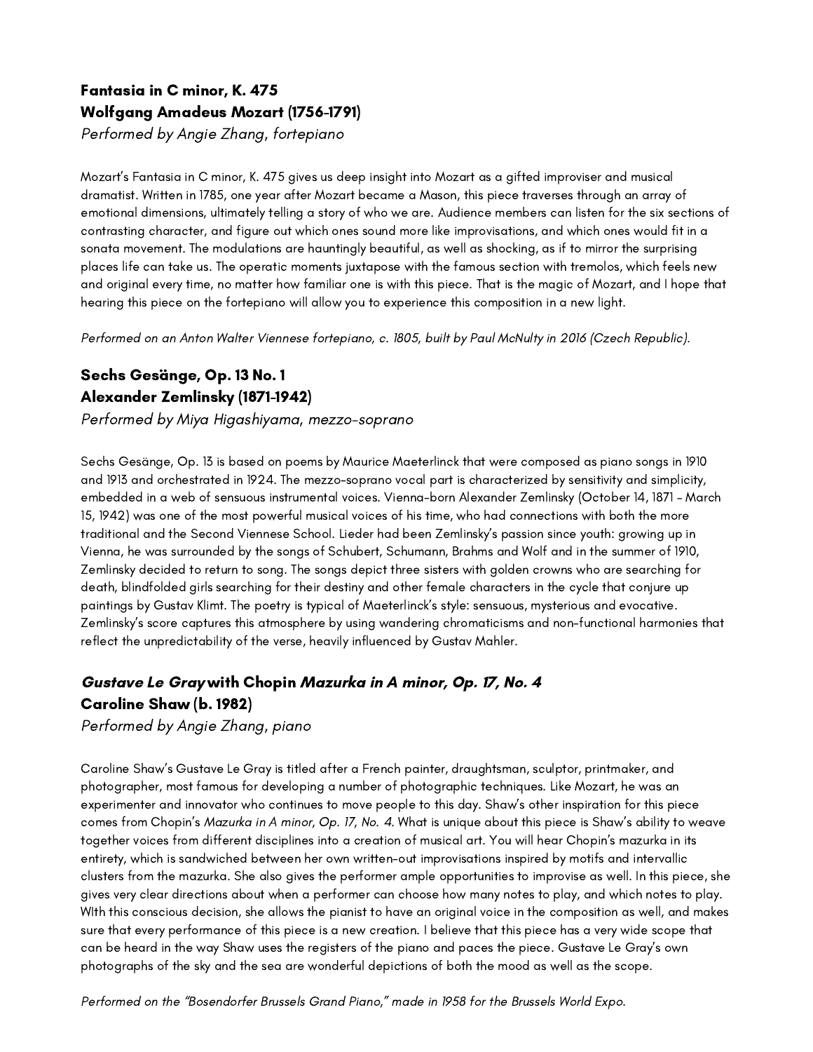## Fantasia in C minor, K. 475
## Wolfgang Amadeus Mozart (1756-1791)

*Performed by Angie Zhang, fortepiano*

Mozart's Fantasia in C minor, K. 475 gives us deep insight into Mozart as a gifted improviser and musical dramatist. Written in 1785, one year after Mozart became a Mason, this piece traverses through an array of emotional dimensions, ultimately telling a story of who we are. Audience members can listen for the six sections of contrasting character, and figure out which ones sound more like improvisations, and which ones would fit in a sonata movement. The modulations are hauntingly beautiful, as well as shocking, as if to mirror the surprising places life can take us. The operatic moments juxtapose with the famous section with tremolos, which feels new and original every time, no matter how familiar one is with this piece. That is the magic of Mozart, and I hope that hearing this piece on the fortepiano will allow you to experience this composition in a new light.

*Performed on an Anton Walter Viennese fortepiano, c. 1805, built by Paul McNulty in 2016 (Czech Republic).*

## Sechs Gesänge, Op. 13 No. 1
## Alexander Zemlinsky (1871-1942)

*Performed by Miya Higashiyama, mezzo-soprano*

Sechs Gesänge, Op. 13 is based on poems by Maurice Maeterlinck that were composed as piano songs in 1910 and 1913 and orchestrated in 1924. The mezzo-soprano vocal part is characterized by sensitivity and simplicity, embedded in a web of sensuous instrumental voices. Vienna-born Alexander Zemlinsky (October 14, 1871 - March 15, 1942) was one of the most powerful musical voices of his time, who had connections with both the more traditional and the Second Viennese School. Lieder had been Zemlinsky's passion since youth: growing up in Vienna, he was surrounded by the songs of Schubert, Schumann, Brahms and Wolf and in the summer of 1910, Zemlinsky decided to return to song. The songs depict three sisters with golden crowns who are searching for death, blindfolded girls searching for their destiny and other female characters in the cycle that conjure up paintings by Gustav Klimt. The poetry is typical of Maeterlinck's style: sensuous, mysterious and evocative. Zemlinsky's score captures this atmosphere by using wandering chromaticisms and non-functional harmonies that reflect the unpredictability of the verse, heavily influenced by Gustav Mahler.

## *Gustave Le Gray* with Chopin *Mazurka in A minor, Op. 17, No. 4*
## Caroline Shaw (b. 1982)

*Performed by Angie Zhang, piano*

Caroline Shaw's Gustave Le Gray is titled after a French painter, draughtsman, sculptor, printmaker, and photographer, most famous for developing a number of photographic techniques. Like Mozart, he was an experimenter and innovator who continues to move people to this day. Shaw's other inspiration for this piece comes from Chopin's *Mazurka in A minor, Op. 17, No. 4*. What is unique about this piece is Shaw's ability to weave together voices from different disciplines into a creation of musical art. You will hear Chopin's mazurka in its entirety, which is sandwiched between her own written-out improvisations inspired by motifs and intervallic clusters from the mazurka. She also gives the performer ample opportunities to improvise as well. In this piece, she gives very clear directions about when a performer can choose how many notes to play, and which notes to play. WIth this conscious decision, she allows the pianist to have an original voice in the composition as well, and makes sure that every performance of this piece is a new creation. I believe that this piece has a very wide scope that can be heard in the way Shaw uses the registers of the piano and paces the piece. Gustave Le Gray's own photographs of the sky and the sea are wonderful depictions of both the mood as well as the scope.

*Performed on the "Bosendorfer Brussels Grand Piano," made in 1958 for the Brussels World Expo.*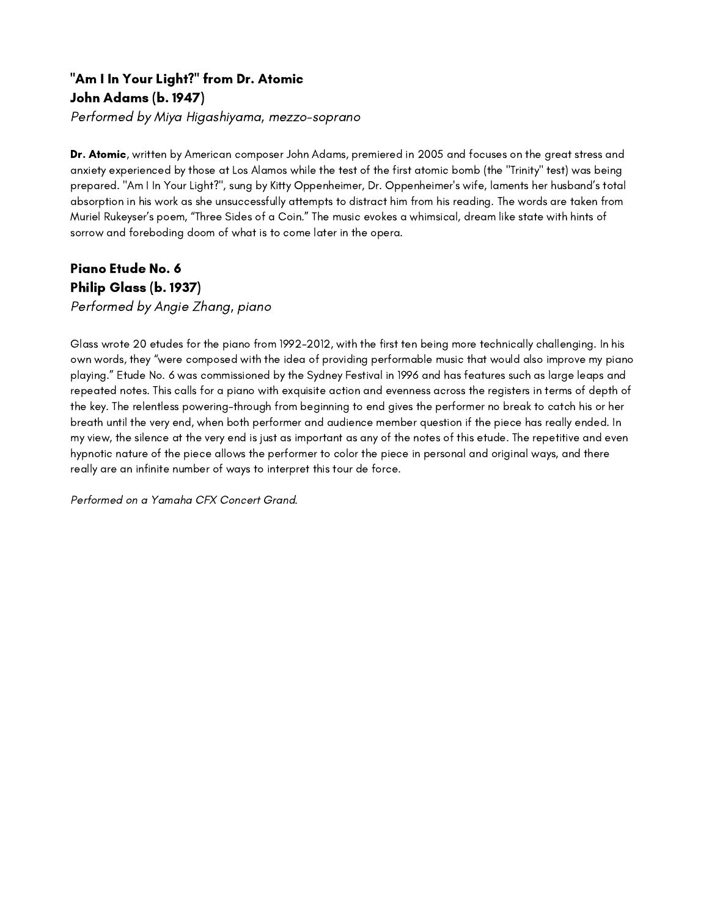**"Am I In Your Light?" from Dr. Atomic**
**John Adams (b. 1947)**
*Performed by Miya Higashiyama, mezzo-soprano*

**Dr. Atomic**, written by American composer John Adams, premiered in 2005 and focuses on the great stress and anxiety experienced by those at Los Alamos while the test of the first atomic bomb (the "Trinity" test) was being prepared. "Am I In Your Light?", sung by Kitty Oppenheimer, Dr. Oppenheimer's wife, laments her husband's total absorption in his work as she unsuccessfully attempts to distract him from his reading. The words are taken from Muriel Rukeyser's poem, "Three Sides of a Coin." The music evokes a whimsical, dream like state with hints of sorrow and foreboding doom of what is to come later in the opera.

**Piano Etude No. 6**
**Philip Glass (b. 1937)**
*Performed by Angie Zhang, piano*

Glass wrote 20 etudes for the piano from 1992-2012, with the first ten being more technically challenging. In his own words, they "were composed with the idea of providing performable music that would also improve my piano playing." Etude No. 6 was commissioned by the Sydney Festival in 1996 and has features such as large leaps and repeated notes. This calls for a piano with exquisite action and evenness across the registers in terms of depth of the key. The relentless powering-through from beginning to end gives the performer no break to catch his or her breath until the very end, when both performer and audience member question if the piece has really ended. In my view, the silence at the very end is just as important as any of the notes of this etude. The repetitive and even hypnotic nature of the piece allows the performer to color the piece in personal and original ways, and there really are an infinite number of ways to interpret this tour de force.

*Performed on a Yamaha CFX Concert Grand.*